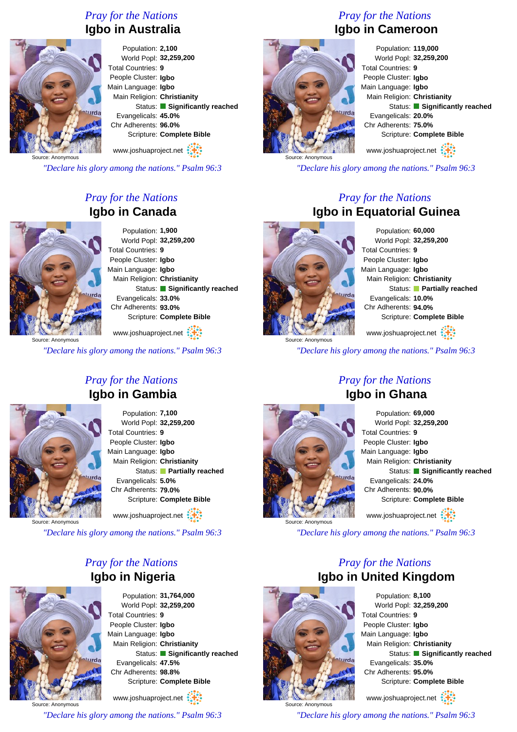## Pray for the Nations

# Igbo in Australia

Source: Anonymous

Population: **2,100**
World Popl: **32,259,200**
Total Countries: **9**
People Cluster: **Igbo**
Main Language: **Igbo**
Main Religion: **Christianity**
Status: **Significantly reached**
Evangelicals: **45.0%**
Chr Adherents: **96.0%**
Scripture: **Complete Bible**

www.joshuaproject.net

*"Declare his glory among the nations." Psalm 96:3*

## Pray for the Nations

# Igbo in Cameroon

Source: Anonymous

Population: **119,000**
World Popl: **32,259,200**
Total Countries: **9**
People Cluster: **Igbo**
Main Language: **Igbo**
Main Religion: **Christianity**
Status: **Significantly reached**
Evangelicals: **20.0%**
Chr Adherents: **75.0%**
Scripture: **Complete Bible**

www.joshuaproject.net

*"Declare his glory among the nations." Psalm 96:3*

## Pray for the Nations

# Igbo in Canada

Source: Anonymous

Population: **1,900**
World Popl: **32,259,200**
Total Countries: **9**
People Cluster: **Igbo**
Main Language: **Igbo**
Main Religion: **Christianity**
Status: **Significantly reached**
Evangelicals: **33.0%**
Chr Adherents: **93.0%**
Scripture: **Complete Bible**

www.joshuaproject.net

*"Declare his glory among the nations." Psalm 96:3*

## Pray for the Nations

# Igbo in Equatorial Guinea

Source: Anonymous

Population: **60,000**
World Popl: **32,259,200**
Total Countries: **9**
People Cluster: **Igbo**
Main Language: **Igbo**
Main Religion: **Christianity**
Status: **Partially reached**
Evangelicals: **10.0%**
Chr Adherents: **94.0%**
Scripture: **Complete Bible**

www.joshuaproject.net

*"Declare his glory among the nations." Psalm 96:3*

## Pray for the Nations

# Igbo in Gambia

Source: Anonymous

Population: **7,100**
World Popl: **32,259,200**
Total Countries: **9**
People Cluster: **Igbo**
Main Language: **Igbo**
Main Religion: **Christianity**
Status: **Partially reached**
Evangelicals: **5.0%**
Chr Adherents: **79.0%**
Scripture: **Complete Bible**

www.joshuaproject.net

*"Declare his glory among the nations." Psalm 96:3*

## Pray for the Nations

# Igbo in Ghana

Source: Anonymous

Population: **69,000**
World Popl: **32,259,200**
Total Countries: **9**
People Cluster: **Igbo**
Main Language: **Igbo**
Main Religion: **Christianity**
Status: **Significantly reached**
Evangelicals: **24.0%**
Chr Adherents: **90.0%**
Scripture: **Complete Bible**

www.joshuaproject.net

*"Declare his glory among the nations." Psalm 96:3*

## Pray for the Nations

# Igbo in Nigeria

Source: Anonymous

Population: **31,764,000**
World Popl: **32,259,200**
Total Countries: **9**
People Cluster: **Igbo**
Main Language: **Igbo**
Main Religion: **Christianity**
Status: **Significantly reached**
Evangelicals: **47.5%**
Chr Adherents: **98.8%**
Scripture: **Complete Bible**

www.joshuaproject.net

*"Declare his glory among the nations." Psalm 96:3*

## Pray for the Nations

# Igbo in United Kingdom

Source: Anonymous

Population: **8,100**
World Popl: **32,259,200**
Total Countries: **9**
People Cluster: **Igbo**
Main Language: **Igbo**
Main Religion: **Christianity**
Status: **Significantly reached**
Evangelicals: **35.0%**
Chr Adherents: **95.0%**
Scripture: **Complete Bible**

www.joshuaproject.net

*"Declare his glory among the nations." Psalm 96:3*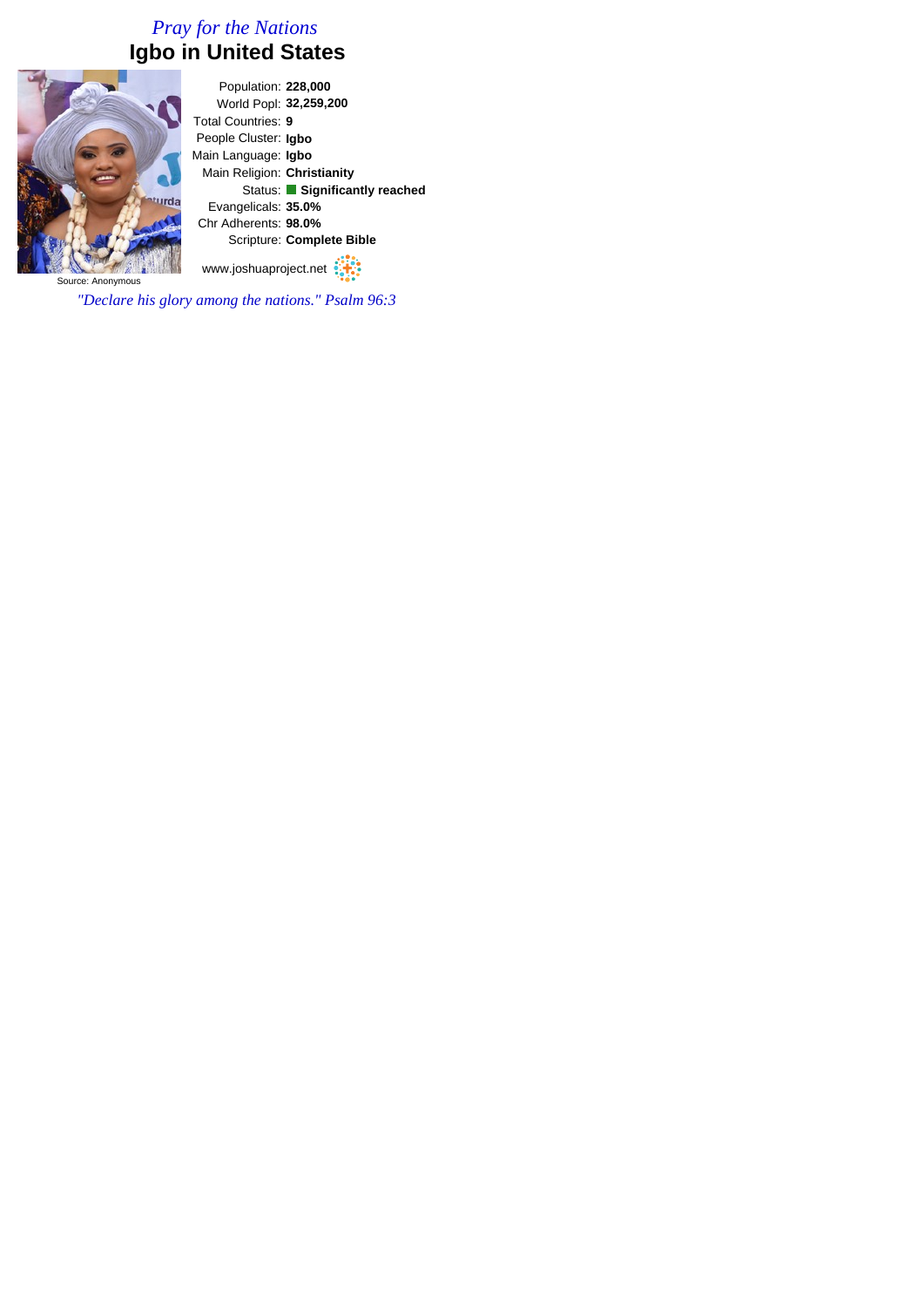*Pray for the Nations*

# Igbo in United States

Source: Anonymous

| | |
|---|---|
| Population: | **228,000** |
| World Popl: | **32,259,200** |
| Total Countries: | **9** |
| People Cluster: | **Igbo** |
| Main Language: | **Igbo** |
| Main Religion: | **Christianity** |
| Status: | **Significantly reached** |
| Evangelicals: | **35.0%** |
| Chr Adherents: | **98.0%** |
| Scripture: | **Complete Bible** |

www.joshuaproject.net

*"Declare his glory among the nations." Psalm 96:3*